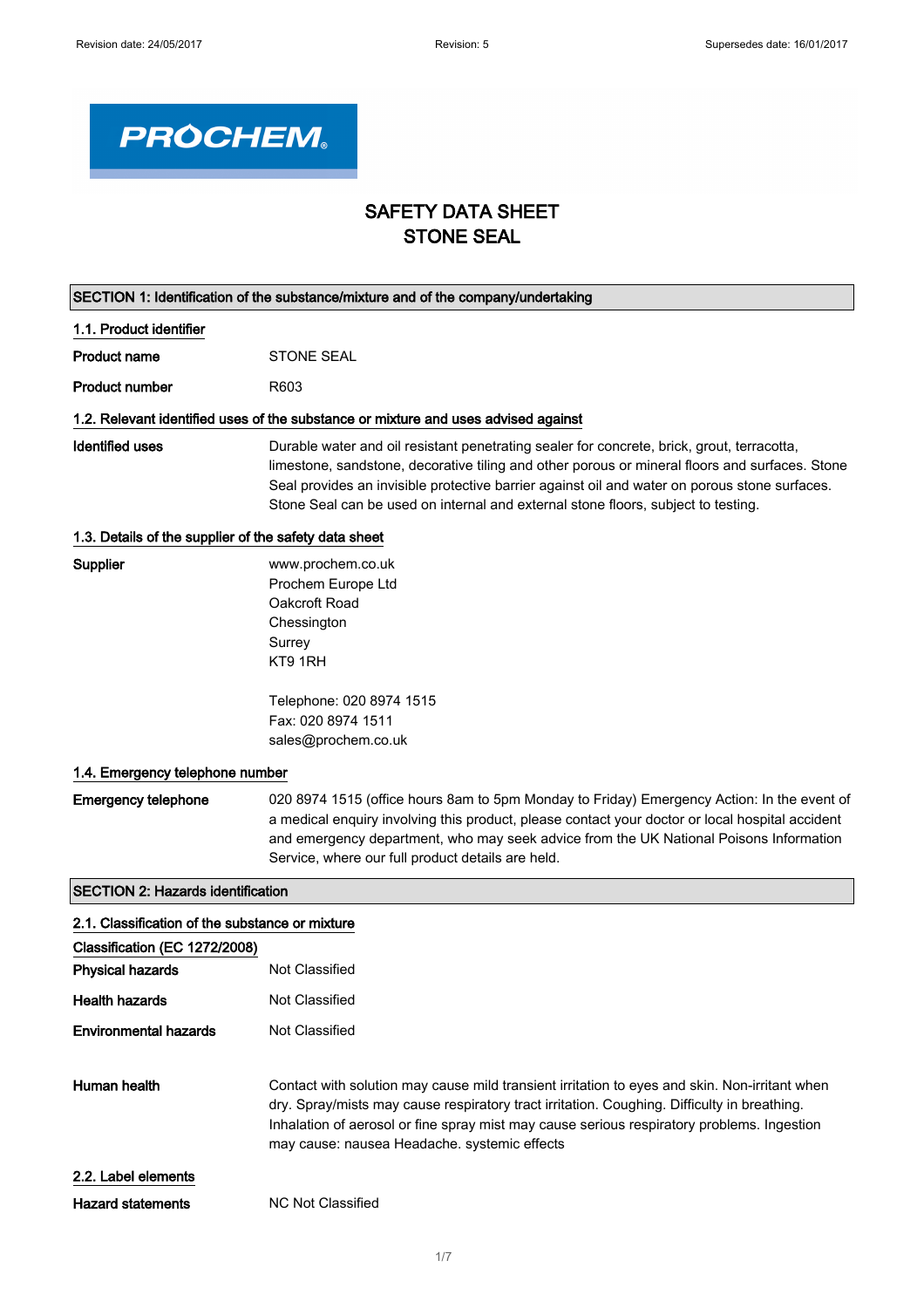Revision date: 24/05/2017 Revision: 5 Supersedes date: 16/01/2017

PROCHEM

# SAFETY DATA SHEET
# STONE SEAL

## SECTION 1: Identification of the substance/mixture and of the company/undertaking

### 1.1. Product identifier

**Product name** STONE SEAL

**Product number** R603

### 1.2. Relevant identified uses of the substance or mixture and uses advised against

**Identified uses** Durable water and oil resistant penetrating sealer for concrete, brick, grout, terracotta, limestone, sandstone, decorative tiling and other porous or mineral floors and surfaces. Stone Seal provides an invisible protective barrier against oil and water on porous stone surfaces. Stone Seal can be used on internal and external stone floors, subject to testing.

### 1.3. Details of the supplier of the safety data sheet

**Supplier**

www.prochem.co.uk
Prochem Europe Ltd
Oakcroft Road
Chessington
Surrey
KT9 1RH

Telephone: 020 8974 1515
Fax: 020 8974 1511
sales@prochem.co.uk

### 1.4. Emergency telephone number

**Emergency telephone** 020 8974 1515 (office hours 8am to 5pm Monday to Friday) Emergency Action: In the event of a medical enquiry involving this product, please contact your doctor or local hospital accident and emergency department, who may seek advice from the UK National Poisons Information Service, where our full product details are held.

## SECTION 2: Hazards identification

### 2.1. Classification of the substance or mixture

**Classification (EC 1272/2008)**

**Physical hazards** Not Classified

**Health hazards** Not Classified

**Environmental hazards** Not Classified

**Human health** Contact with solution may cause mild transient irritation to eyes and skin. Non-irritant when dry. Spray/mists may cause respiratory tract irritation. Coughing. Difficulty in breathing. Inhalation of aerosol or fine spray mist may cause serious respiratory problems. Ingestion may cause: nausea Headache. systemic effects

### 2.2. Label elements

**Hazard statements** NC Not Classified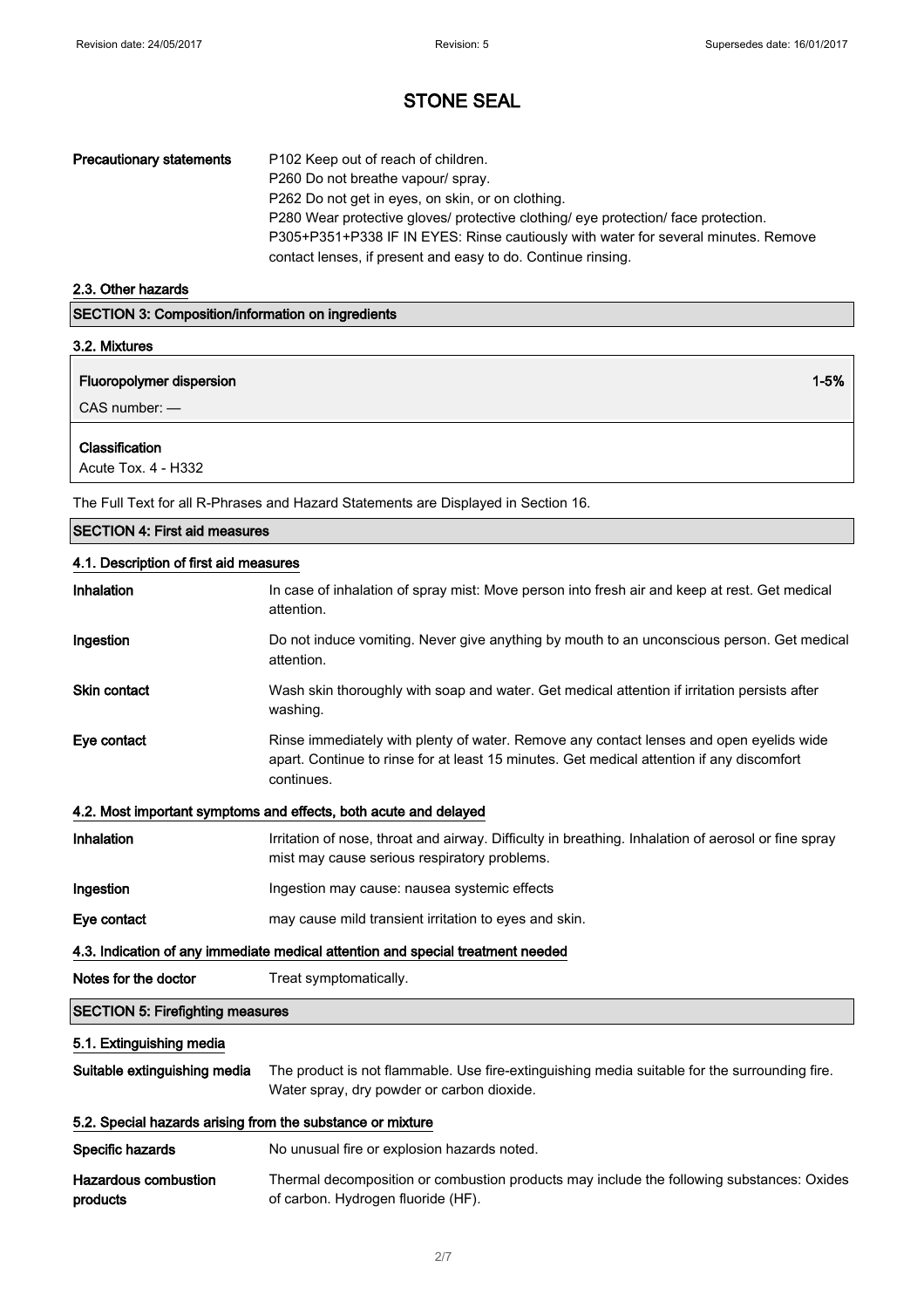# STONE SEAL

| | |
|---|---|
| **Precautionary statements** | P102 Keep out of reach of children.<br>P260 Do not breathe vapour/ spray.<br>P262 Do not get in eyes, on skin, or on clothing.<br>P280 Wear protective gloves/ protective clothing/ eye protection/ face protection.<br>P305+P351+P338 IF IN EYES: Rinse cautiously with water for several minutes. Remove contact lenses, if present and easy to do. Continue rinsing. |

### 2.3. Other hazards

## SECTION 3: Composition/information on ingredients

### 3.2. Mixtures

**Fluoropolymer dispersion** — 1-5%

CAS number: —

**Classification**

Acute Tox. 4 - H332

The Full Text for all R-Phrases and Hazard Statements are Displayed in Section 16.

## SECTION 4: First aid measures

### 4.1. Description of first aid measures

| | |
|---|---|
| **Inhalation** | In case of inhalation of spray mist: Move person into fresh air and keep at rest. Get medical attention. |
| **Ingestion** | Do not induce vomiting. Never give anything by mouth to an unconscious person. Get medical attention. |
| **Skin contact** | Wash skin thoroughly with soap and water. Get medical attention if irritation persists after washing. |
| **Eye contact** | Rinse immediately with plenty of water. Remove any contact lenses and open eyelids wide apart. Continue to rinse for at least 15 minutes. Get medical attention if any discomfort continues. |

### 4.2. Most important symptoms and effects, both acute and delayed

| | |
|---|---|
| **Inhalation** | Irritation of nose, throat and airway. Difficulty in breathing. Inhalation of aerosol or fine spray mist may cause serious respiratory problems. |
| **Ingestion** | Ingestion may cause: nausea systemic effects |
| **Eye contact** | may cause mild transient irritation to eyes and skin. |

### 4.3. Indication of any immediate medical attention and special treatment needed

| | |
|---|---|
| **Notes for the doctor** | Treat symptomatically. |

## SECTION 5: Firefighting measures

### 5.1. Extinguishing media

| | |
|---|---|
| **Suitable extinguishing media** | The product is not flammable. Use fire-extinguishing media suitable for the surrounding fire. Water spray, dry powder or carbon dioxide. |

### 5.2. Special hazards arising from the substance or mixture

| | |
|---|---|
| **Specific hazards** | No unusual fire or explosion hazards noted. |
| **Hazardous combustion products** | Thermal decomposition or combustion products may include the following substances: Oxides of carbon. Hydrogen fluoride (HF). |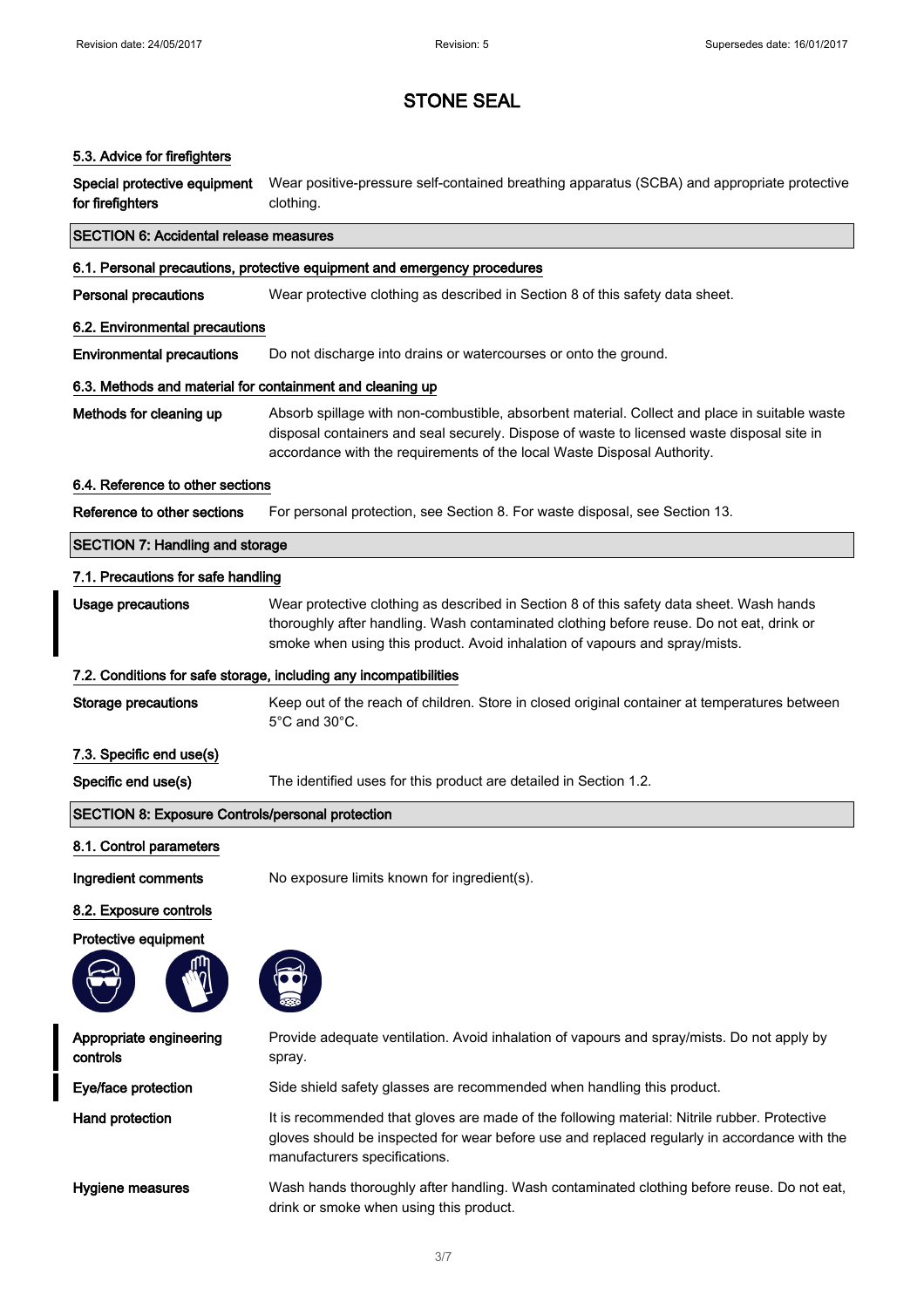#### 5.3. Advice for firefighters

**Special protective equipment for firefighters** Wear positive-pressure self-contained breathing apparatus (SCBA) and appropriate protective clothing.

## SECTION 6: Accidental release measures

#### 6.1. Personal precautions, protective equipment and emergency procedures

**Personal precautions** Wear protective clothing as described in Section 8 of this safety data sheet.

#### 6.2. Environmental precautions

**Environmental precautions** Do not discharge into drains or watercourses or onto the ground.

#### 6.3. Methods and material for containment and cleaning up

**Methods for cleaning up** Absorb spillage with non-combustible, absorbent material. Collect and place in suitable waste disposal containers and seal securely. Dispose of waste to licensed waste disposal site in accordance with the requirements of the local Waste Disposal Authority.

#### 6.4. Reference to other sections

**Reference to other sections** For personal protection, see Section 8. For waste disposal, see Section 13.

## SECTION 7: Handling and storage

#### 7.1. Precautions for safe handling

**Usage precautions** Wear protective clothing as described in Section 8 of this safety data sheet. Wash hands thoroughly after handling. Wash contaminated clothing before reuse. Do not eat, drink or smoke when using this product. Avoid inhalation of vapours and spray/mists.

#### 7.2. Conditions for safe storage, including any incompatibilities

**Storage precautions** Keep out of the reach of children. Store in closed original container at temperatures between 5°C and 30°C.

#### 7.3. Specific end use(s)

**Specific end use(s)** The identified uses for this product are detailed in Section 1.2.

## SECTION 8: Exposure Controls/personal protection

#### 8.1. Control parameters

**Ingredient comments** No exposure limits known for ingredient(s).

#### 8.2. Exposure controls

**Protective equipment**

**Appropriate engineering controls** Provide adequate ventilation. Avoid inhalation of vapours and spray/mists. Do not apply by spray.

**Eye/face protection** Side shield safety glasses are recommended when handling this product.

**Hand protection** It is recommended that gloves are made of the following material: Nitrile rubber. Protective gloves should be inspected for wear before use and replaced regularly in accordance with the manufacturers specifications.

**Hygiene measures** Wash hands thoroughly after handling. Wash contaminated clothing before reuse. Do not eat, drink or smoke when using this product.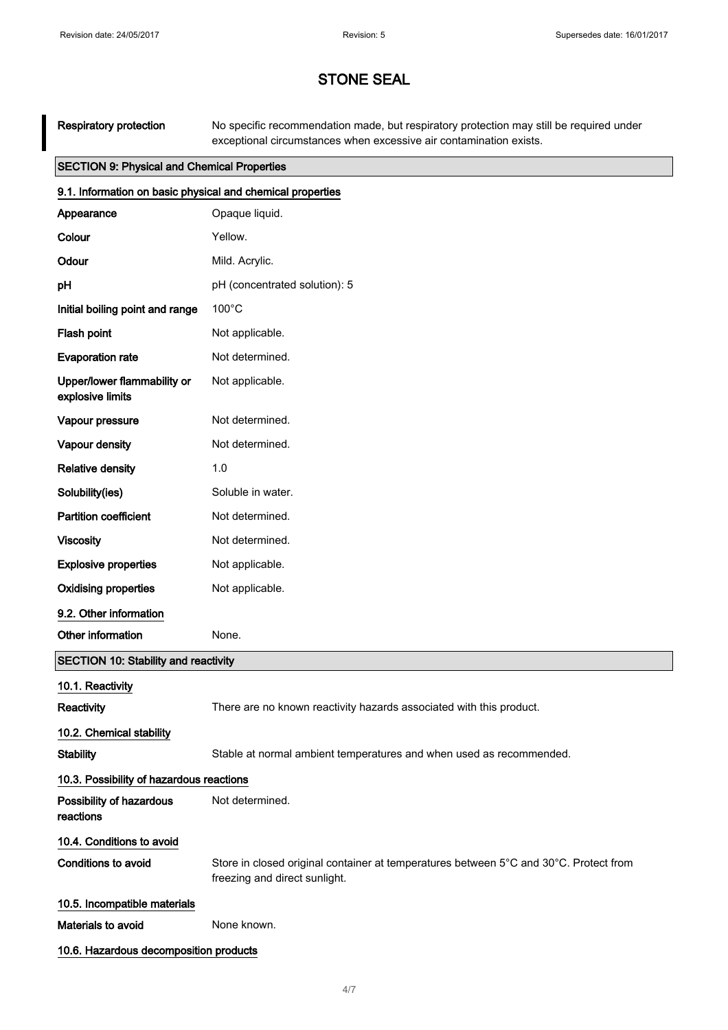# STONE SEAL

| | |
|---|---|
| **Respiratory protection** | No specific recommendation made, but respiratory protection may still be required under exceptional circumstances when excessive air contamination exists. |

## SECTION 9: Physical and Chemical Properties

### 9.1. Information on basic physical and chemical properties

| | |
|---|---|
| **Appearance** | Opaque liquid. |
| **Colour** | Yellow. |
| **Odour** | Mild. Acrylic. |
| **pH** | pH (concentrated solution): 5 |
| **Initial boiling point and range** | 100°C |
| **Flash point** | Not applicable. |
| **Evaporation rate** | Not determined. |
| **Upper/lower flammability or explosive limits** | Not applicable. |
| **Vapour pressure** | Not determined. |
| **Vapour density** | Not determined. |
| **Relative density** | 1.0 |
| **Solubility(ies)** | Soluble in water. |
| **Partition coefficient** | Not determined. |
| **Viscosity** | Not determined. |
| **Explosive properties** | Not applicable. |
| **Oxidising properties** | Not applicable. |

### 9.2. Other information

| | |
|---|---|
| **Other information** | None. |

## SECTION 10: Stability and reactivity

### 10.1. Reactivity

| | |
|---|---|
| **Reactivity** | There are no known reactivity hazards associated with this product. |

### 10.2. Chemical stability

| | |
|---|---|
| **Stability** | Stable at normal ambient temperatures and when used as recommended. |

### 10.3. Possibility of hazardous reactions

| | |
|---|---|
| **Possibility of hazardous reactions** | Not determined. |

### 10.4. Conditions to avoid

| | |
|---|---|
| **Conditions to avoid** | Store in closed original container at temperatures between 5°C and 30°C. Protect from freezing and direct sunlight. |

### 10.5. Incompatible materials

| | |
|---|---|
| **Materials to avoid** | None known. |

### 10.6. Hazardous decomposition products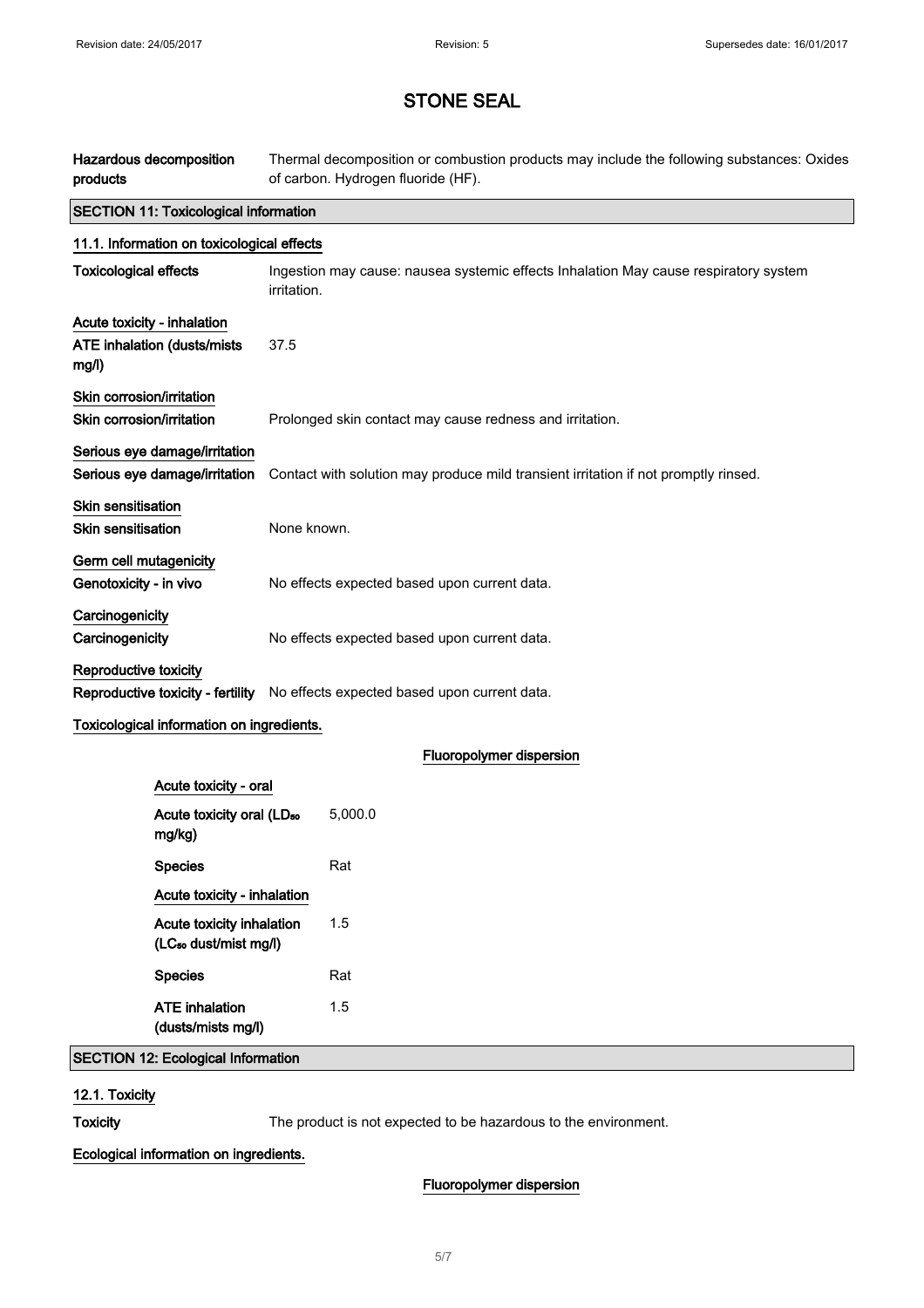# STONE SEAL

| | |
|---|---|
| **Hazardous decomposition products** | Thermal decomposition or combustion products may include the following substances: Oxides of carbon. Hydrogen fluoride (HF). |

## SECTION 11: Toxicological information

### 11.1. Information on toxicological effects

| | |
|---|---|
| **Toxicological effects** | Ingestion may cause: nausea systemic effects Inhalation May cause respiratory system irritation. |

**Acute toxicity - inhalation**

| | |
|---|---|
| **ATE inhalation (dusts/mists mg/l)** | 37.5 |

**Skin corrosion/irritation**

| | |
|---|---|
| **Skin corrosion/irritation** | Prolonged skin contact may cause redness and irritation. |

**Serious eye damage/irritation**

| | |
|---|---|
| **Serious eye damage/irritation** | Contact with solution may produce mild transient irritation if not promptly rinsed. |

**Skin sensitisation**

| | |
|---|---|
| **Skin sensitisation** | None known. |

**Germ cell mutagenicity**

| | |
|---|---|
| **Genotoxicity - in vivo** | No effects expected based upon current data. |

**Carcinogenicity**

| | |
|---|---|
| **Carcinogenicity** | No effects expected based upon current data. |

**Reproductive toxicity**

| | |
|---|---|
| **Reproductive toxicity - fertility** | No effects expected based upon current data. |

**Toxicological information on ingredients.**

**Fluoropolymer dispersion**

**Acute toxicity - oral**

| | |
|---|---|
| **Acute toxicity oral ($LD_{50}$ mg/kg)** | 5,000.0 |
| **Species** | Rat |

**Acute toxicity - inhalation**

| | |
|---|---|
| **Acute toxicity inhalation ($LC_{50}$ dust/mist mg/l)** | 1.5 |
| **Species** | Rat |
| **ATE inhalation (dusts/mists mg/l)** | 1.5 |

## SECTION 12: Ecological Information

### 12.1. Toxicity

| | |
|---|---|
| **Toxicity** | The product is not expected to be hazardous to the environment. |

**Ecological information on ingredients.**

**Fluoropolymer dispersion**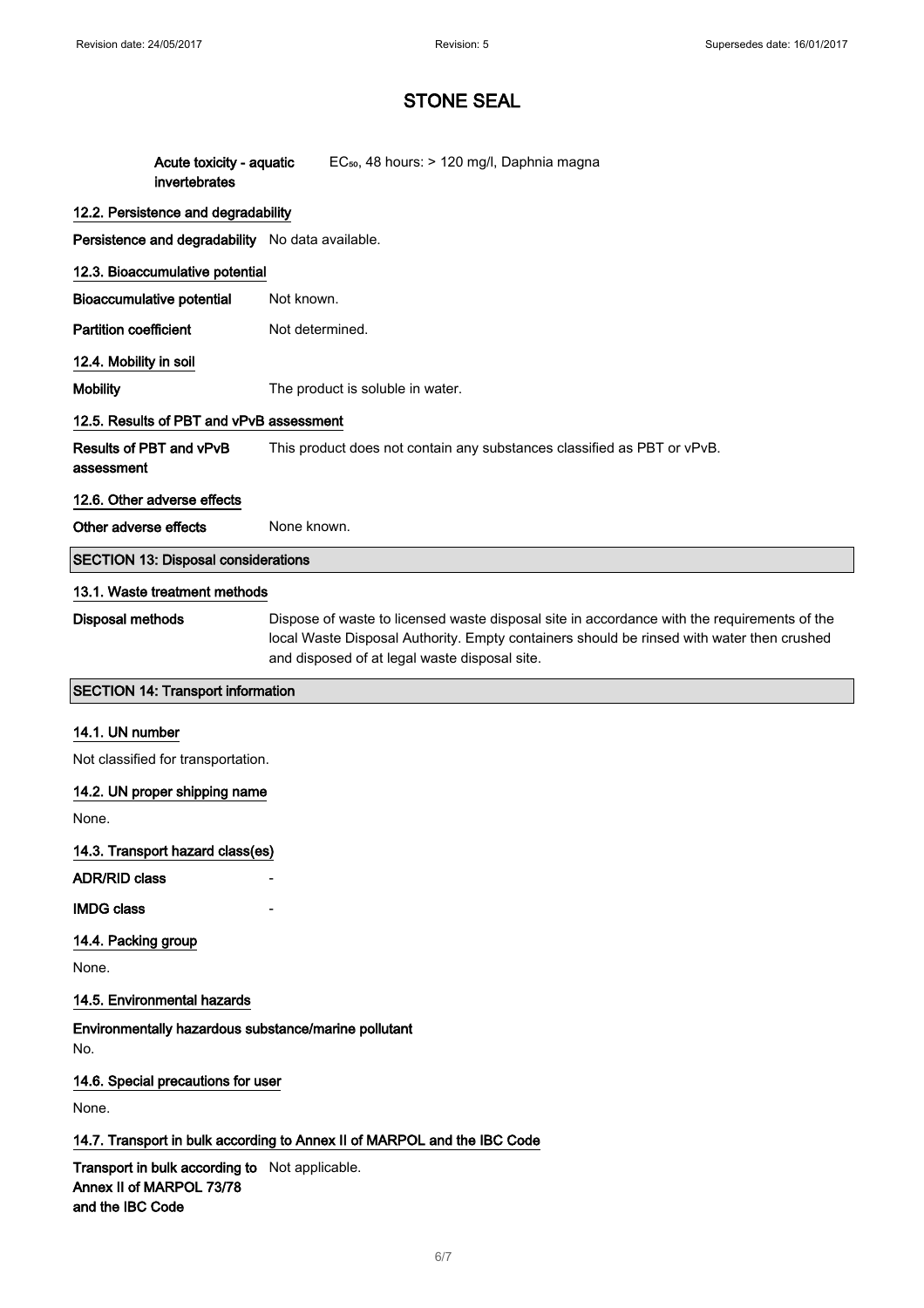**Acute toxicity - aquatic invertebrates**: $EC_{50}$, 48 hours: > 120 mg/l, Daphnia magna

### 12.2. Persistence and degradability

**Persistence and degradability**: No data available.

### 12.3. Bioaccumulative potential

**Bioaccumulative potential**: Not known.

**Partition coefficient**: Not determined.

### 12.4. Mobility in soil

**Mobility**: The product is soluble in water.

### 12.5. Results of PBT and vPvB assessment

**Results of PBT and vPvB assessment**: This product does not contain any substances classified as PBT or vPvB.

### 12.6. Other adverse effects

**Other adverse effects**: None known.

## SECTION 13: Disposal considerations

### 13.1. Waste treatment methods

**Disposal methods**: Dispose of waste to licensed waste disposal site in accordance with the requirements of the local Waste Disposal Authority. Empty containers should be rinsed with water then crushed and disposed of at legal waste disposal site.

## SECTION 14: Transport information

### 14.1. UN number

Not classified for transportation.

### 14.2. UN proper shipping name

None.

### 14.3. Transport hazard class(es)

**ADR/RID class**: -

**IMDG class**: -

### 14.4. Packing group

None.

### 14.5. Environmental hazards

**Environmentally hazardous substance/marine pollutant**

No.

### 14.6. Special precautions for user

None.

### 14.7. Transport in bulk according to Annex II of MARPOL and the IBC Code

**Transport in bulk according to Annex II of MARPOL 73/78 and the IBC Code**: Not applicable.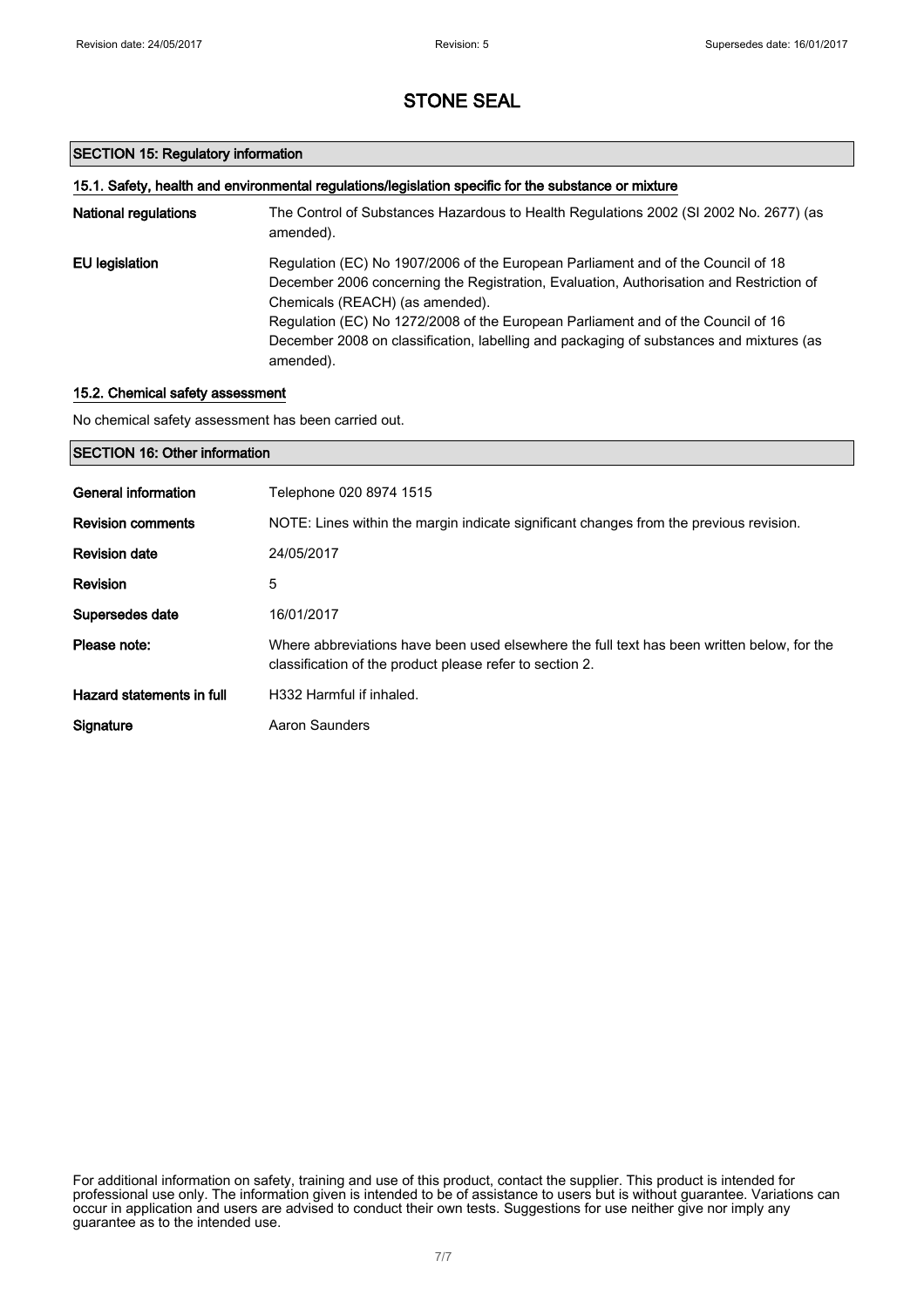# STONE SEAL

## SECTION 15: Regulatory information

### 15.1. Safety, health and environmental regulations/legislation specific for the substance or mixture

| | |
|---|---|
| **National regulations** | The Control of Substances Hazardous to Health Regulations 2002 (SI 2002 No. 2677) (as amended). |
| **EU legislation** | Regulation (EC) No 1907/2006 of the European Parliament and of the Council of 18 December 2006 concerning the Registration, Evaluation, Authorisation and Restriction of Chemicals (REACH) (as amended). Regulation (EC) No 1272/2008 of the European Parliament and of the Council of 16 December 2008 on classification, labelling and packaging of substances and mixtures (as amended). |

### 15.2. Chemical safety assessment

No chemical safety assessment has been carried out.

## SECTION 16: Other information

| | |
|---|---|
| **General information** | Telephone 020 8974 1515 |
| **Revision comments** | NOTE: Lines within the margin indicate significant changes from the previous revision. |
| **Revision date** | 24/05/2017 |
| **Revision** | 5 |
| **Supersedes date** | 16/01/2017 |
| **Please note:** | Where abbreviations have been used elsewhere the full text has been written below, for the classification of the product please refer to section 2. |
| **Hazard statements in full** | H332 Harmful if inhaled. |
| **Signature** | Aaron Saunders |

For additional information on safety, training and use of this product, contact the supplier. This product is intended for professional use only. The information given is intended to be of assistance to users but is without guarantee. Variations can occur in application and users are advised to conduct their own tests. Suggestions for use neither give nor imply any guarantee as to the intended use.